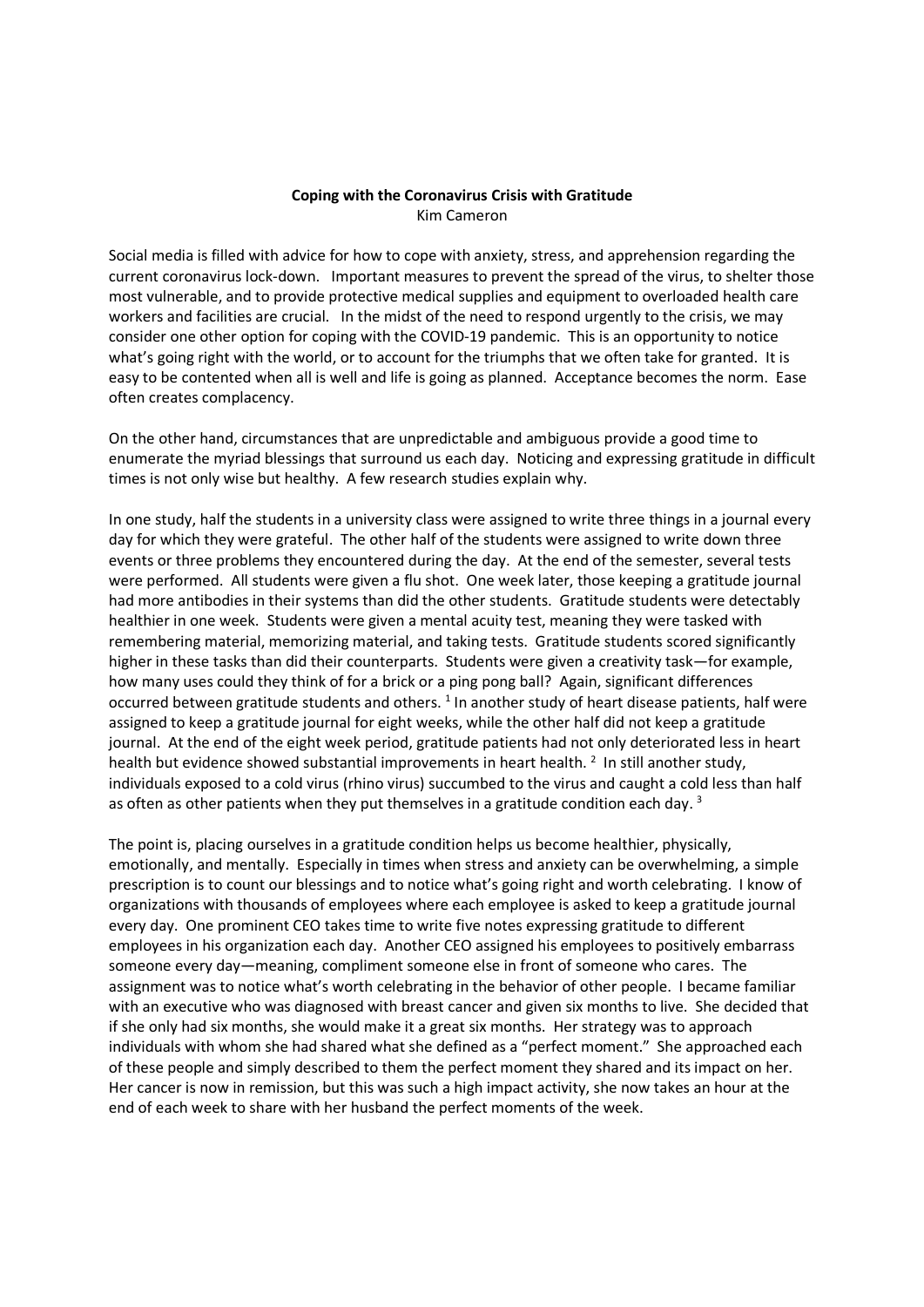**Coping with the Coronavirus Crisis with Gratitude**

Kim Cameron

Social media is filled with advice for how to cope with anxiety, stress, and apprehension regarding the current coronavirus lock-down. Important measures to prevent the spread of the virus, to shelter those most vulnerable, and to provide protective medical supplies and equipment to overloaded health care workers and facilities are crucial. In the midst of the need to respond urgently to the crisis, we may consider one other option for coping with the COVID-19 pandemic. This is an opportunity to notice what's going right with the world, or to account for the triumphs that we often take for granted. It is easy to be contented when all is well and life is going as planned. Acceptance becomes the norm. Ease often creates complacency.

On the other hand, circumstances that are unpredictable and ambiguous provide a good time to enumerate the myriad blessings that surround us each day. Noticing and expressing gratitude in difficult times is not only wise but healthy. A few research studies explain why.

In one study, half the students in a university class were assigned to write three things in a journal every day for which they were grateful. The other half of the students were assigned to write down three events or three problems they encountered during the day. At the end of the semester, several tests were performed. All students were given a flu shot. One week later, those keeping a gratitude journal had more antibodies in their systems than did the other students. Gratitude students were detectably healthier in one week. Students were given a mental acuity test, meaning they were tasked with remembering material, memorizing material, and taking tests. Gratitude students scored significantly higher in these tasks than did their counterparts. Students were given a creativity task—for example, how many uses could they think of for a brick or a ping pong ball? Again, significant differences occurred between gratitude students and others. [1] In another study of heart disease patients, half were assigned to keep a gratitude journal for eight weeks, while the other half did not keep a gratitude journal. At the end of the eight week period, gratitude patients had not only deteriorated less in heart health but evidence showed substantial improvements in heart health. [2] In still another study, individuals exposed to a cold virus (rhino virus) succumbed to the virus and caught a cold less than half as often as other patients when they put themselves in a gratitude condition each day. [3]

The point is, placing ourselves in a gratitude condition helps us become healthier, physically, emotionally, and mentally. Especially in times when stress and anxiety can be overwhelming, a simple prescription is to count our blessings and to notice what's going right and worth celebrating. I know of organizations with thousands of employees where each employee is asked to keep a gratitude journal every day. One prominent CEO takes time to write five notes expressing gratitude to different employees in his organization each day. Another CEO assigned his employees to positively embarrass someone every day—meaning, compliment someone else in front of someone who cares. The assignment was to notice what's worth celebrating in the behavior of other people. I became familiar with an executive who was diagnosed with breast cancer and given six months to live. She decided that if she only had six months, she would make it a great six months. Her strategy was to approach individuals with whom she had shared what she defined as a "perfect moment." She approached each of these people and simply described to them the perfect moment they shared and its impact on her. Her cancer is now in remission, but this was such a high impact activity, she now takes an hour at the end of each week to share with her husband the perfect moments of the week.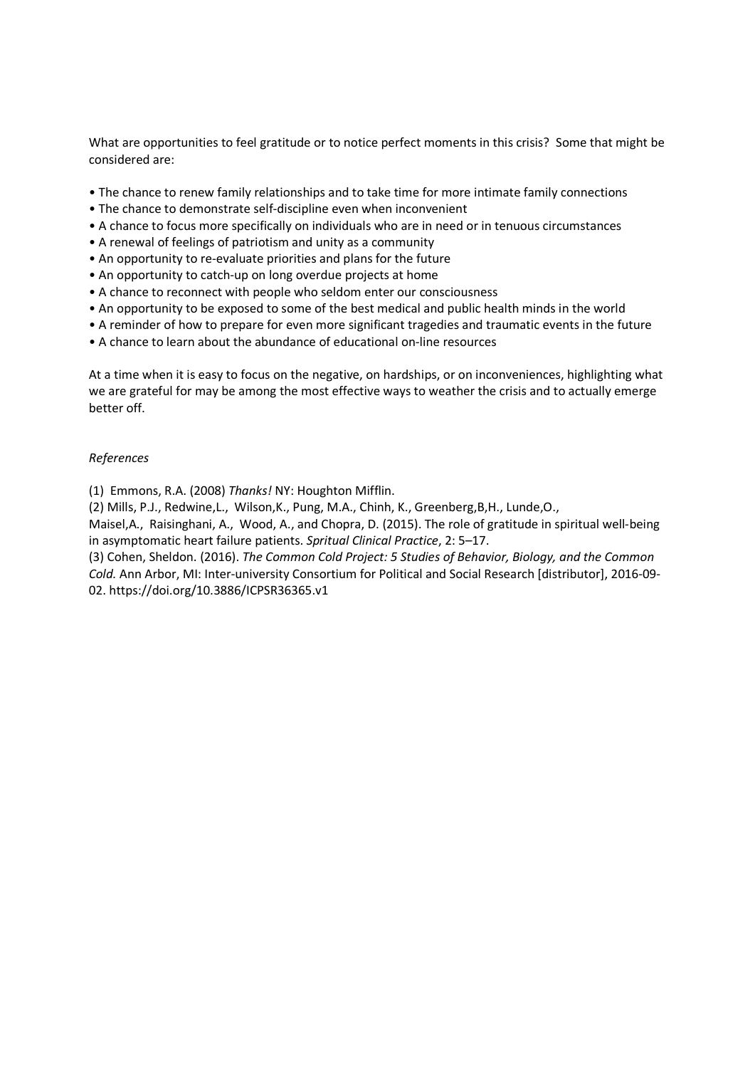What are opportunities to feel gratitude or to notice perfect moments in this crisis? Some that might be considered are:

- The chance to renew family relationships and to take time for more intimate family connections
- The chance to demonstrate self-discipline even when inconvenient
- A chance to focus more specifically on individuals who are in need or in tenuous circumstances
- A renewal of feelings of patriotism and unity as a community
- An opportunity to re-evaluate priorities and plans for the future
- An opportunity to catch-up on long overdue projects at home
- A chance to reconnect with people who seldom enter our consciousness
- An opportunity to be exposed to some of the best medical and public health minds in the world
- A reminder of how to prepare for even more significant tragedies and traumatic events in the future
- A chance to learn about the abundance of educational on-line resources

At a time when it is easy to focus on the negative, on hardships, or on inconveniences, highlighting what we are grateful for may be among the most effective ways to weather the crisis and to actually emerge better off.

*References*

(1) Emmons, R.A. (2008) *Thanks!* NY: Houghton Mifflin.

(2) Mills, P.J., Redwine,L., Wilson,K., Pung, M.A., Chinh, K., Greenberg,B,H., Lunde,O., Maisel,A., Raisinghani, A., Wood, A., and Chopra, D. (2015). The role of gratitude in spiritual well-being in asymptomatic heart failure patients. *Spritual Clinical Practice*, 2: 5–17.

(3) Cohen, Sheldon. (2016). *The Common Cold Project: 5 Studies of Behavior, Biology, and the Common Cold.* Ann Arbor, MI: Inter-university Consortium for Political and Social Research [distributor], 2016-09-02. https://doi.org/10.3886/ICPSR36365.v1